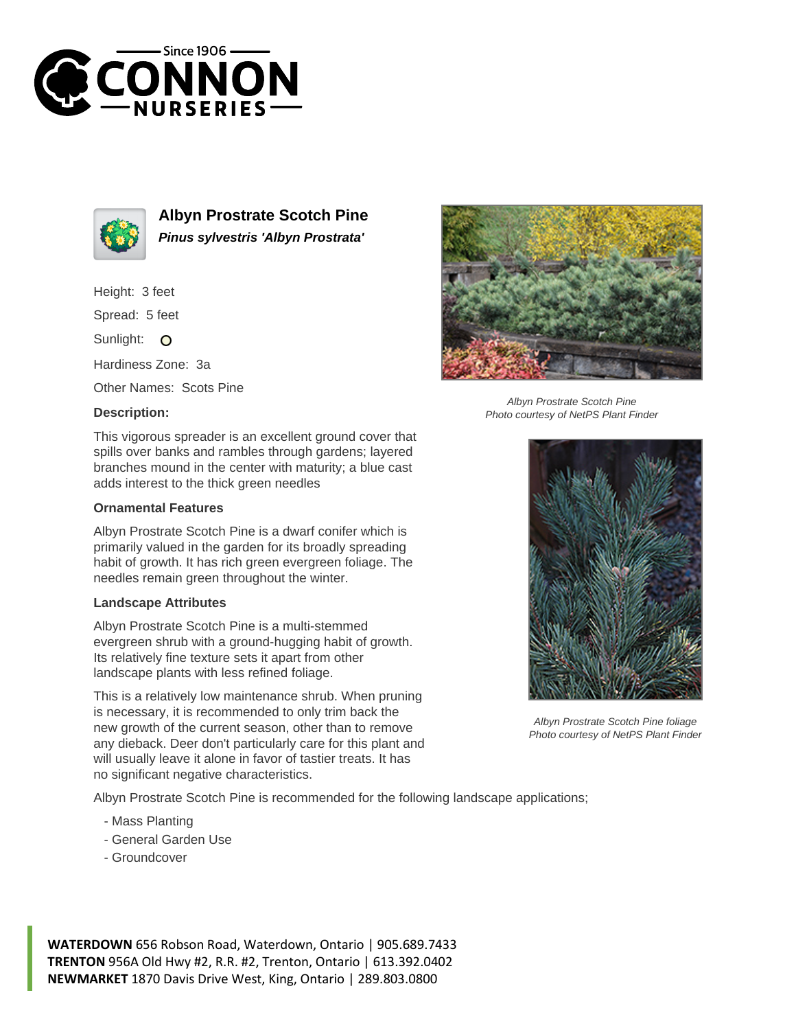# Albyn Prostrate Scotch Pine

***Pinus sylvestris 'Albyn Prostrata'***

Height: 3 feet

Spread: 5 feet

Sunlight: O

Hardiness Zone: 3a

Other Names: Scots Pine

### Description:

This vigorous spreader is an excellent ground cover that spills over banks and rambles through gardens; layered branches mound in the center with maturity; a blue cast adds interest to the thick green needles

### Ornamental Features

Albyn Prostrate Scotch Pine is a dwarf conifer which is primarily valued in the garden for its broadly spreading habit of growth. It has rich green evergreen foliage. The needles remain green throughout the winter.

### Landscape Attributes

Albyn Prostrate Scotch Pine is a multi-stemmed evergreen shrub with a ground-hugging habit of growth. Its relatively fine texture sets it apart from other landscape plants with less refined foliage.

This is a relatively low maintenance shrub. When pruning is necessary, it is recommended to only trim back the new growth of the current season, other than to remove any dieback. Deer don't particularly care for this plant and will usually leave it alone in favor of tastier treats. It has no significant negative characteristics.

Albyn Prostrate Scotch Pine is recommended for the following landscape applications;

- Mass Planting
- General Garden Use
- Groundcover

*Albyn Prostrate Scotch Pine*
*Photo courtesy of NetPS Plant Finder*

*Albyn Prostrate Scotch Pine foliage*
*Photo courtesy of NetPS Plant Finder*

**WATERDOWN** 656 Robson Road, Waterdown, Ontario | 905.689.7433
**TRENTON** 956A Old Hwy #2, R.R. #2, Trenton, Ontario | 613.392.0402
**NEWMARKET** 1870 Davis Drive West, King, Ontario | 289.803.0800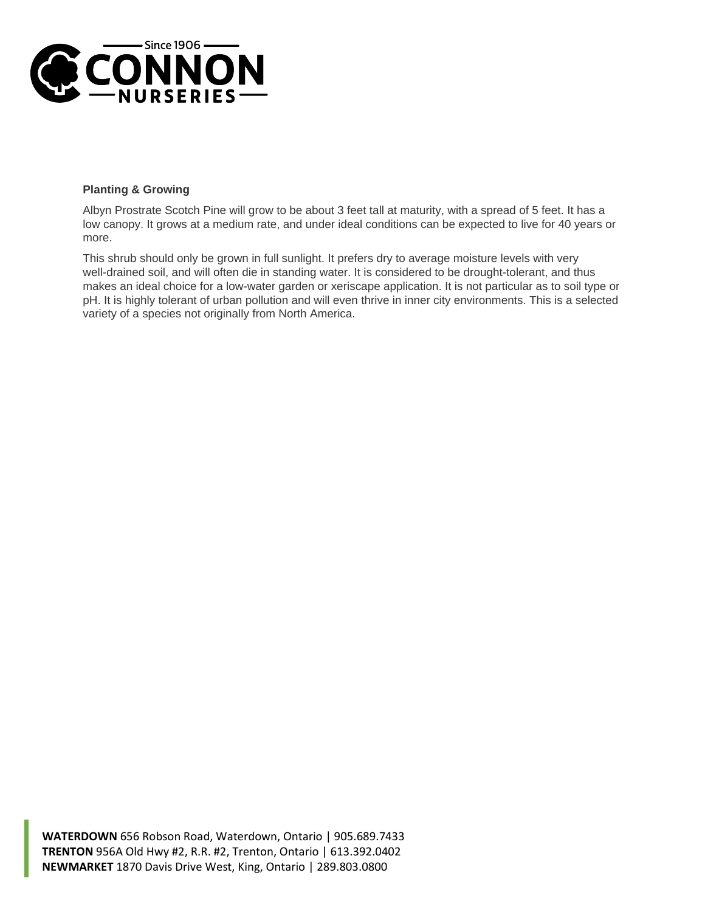**Planting & Growing**

Albyn Prostrate Scotch Pine will grow to be about 3 feet tall at maturity, with a spread of 5 feet. It has a low canopy. It grows at a medium rate, and under ideal conditions can be expected to live for 40 years or more.

This shrub should only be grown in full sunlight. It prefers dry to average moisture levels with very well-drained soil, and will often die in standing water. It is considered to be drought-tolerant, and thus makes an ideal choice for a low-water garden or xeriscape application. It is not particular as to soil type or pH. It is highly tolerant of urban pollution and will even thrive in inner city environments. This is a selected variety of a species not originally from North America.